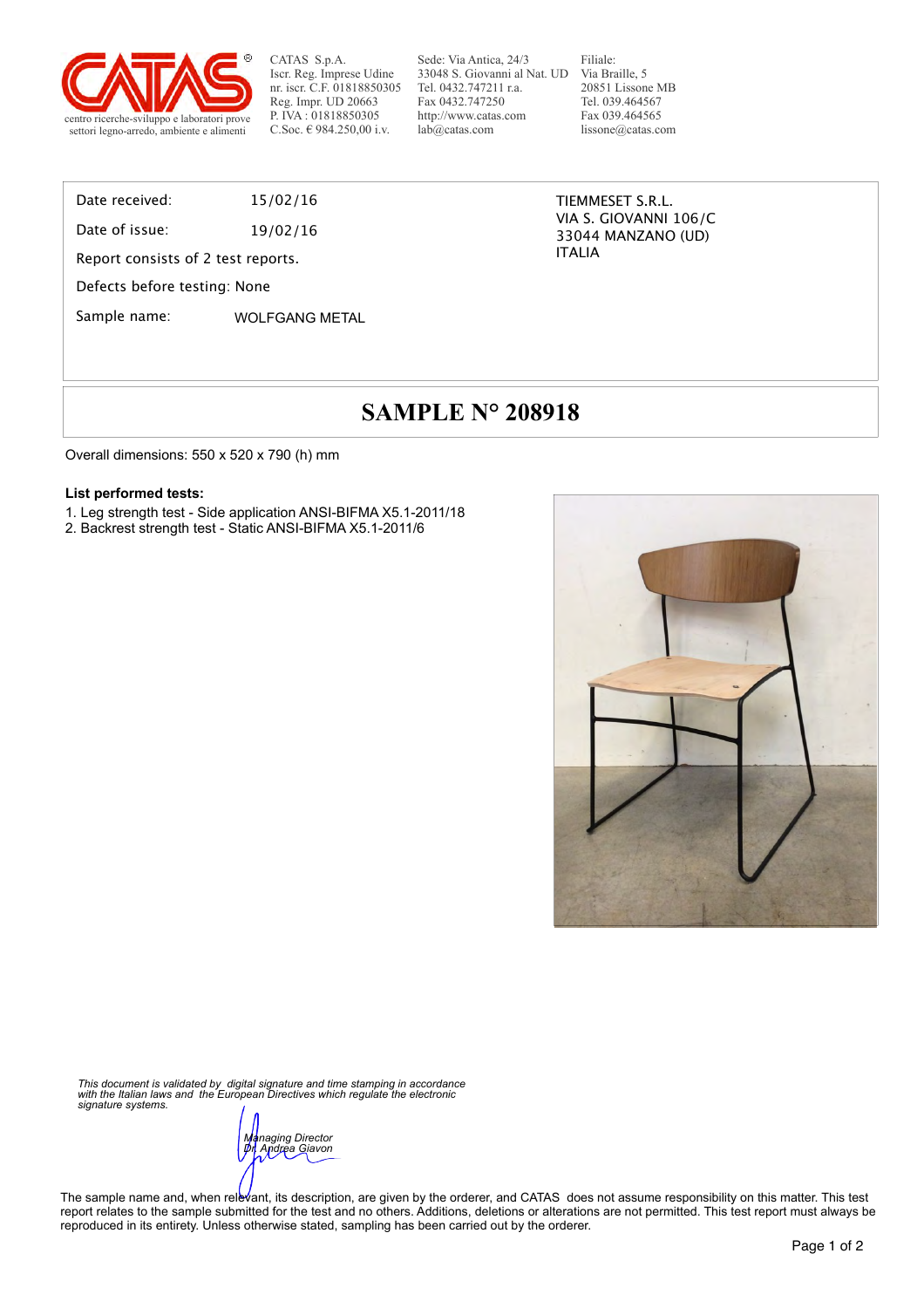CATAS S.p.A.
Iscr. Reg. Imprese Udine
nr. iscr. C.F. 01818850305
Reg. Impr. UD 20663
P. IVA : 01818850305
C.Soc. € 984.250,00 i.v.

Sede: Via Antica, 24/3
33048 S. Giovanni al Nat. UD
Tel. 0432.747211 r.a.
Fax 0432.747250
http://www.catas.com
lab@catas.com

Filiale:
Via Braille, 5
20851 Lissone MB
Tel. 039.464567
Fax 039.464565
lissone@catas.com

centro ricerche-sviluppo e laboratori prove
settori legno-arredo, ambiente e alimenti

Date received: 15/02/16

Date of issue: 19/02/16

Report consists of 2 test reports.

Defects before testing: None

Sample name: WOLFGANG METAL

TIEMMESET S.R.L.
VIA S. GIOVANNI 106/C
33044 MANZANO (UD)
ITALIA

# SAMPLE N° 208918

Overall dimensions: 550 x 520 x 790 (h) mm

**List performed tests:**

1. Leg strength test - Side application ANSI-BIFMA X5.1-2011/18
2. Backrest strength test - Static ANSI-BIFMA X5.1-2011/6

*This document is validated by digital signature and time stamping in accordance with the Italian laws and the European Directives which regulate the electronic signature systems.*

*Managing Director*
*Dr. Andrea Giavon*

The sample name and, when relevant, its description, are given by the orderer, and CATAS does not assume responsibility on this matter. This test report relates to the sample submitted for the test and no others. Additions, deletions or alterations are not permitted. This test report must always be reproduced in its entirety. Unless otherwise stated, sampling has been carried out by the orderer.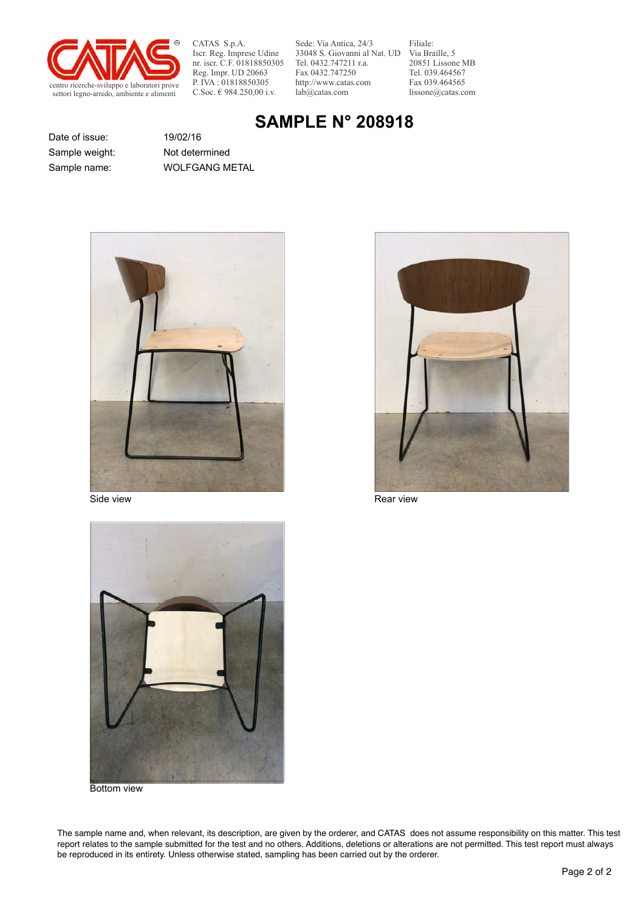CATAS S.p.A.
Iscr. Reg. Imprese Udine
nr. iscr. C.F. 01818850305
Reg. Impr. UD 20663
P. IVA : 01818850305
C.Soc. € 984.250,00 i.v.

Sede: Via Antica, 24/3
33048 S. Giovanni al Nat. UD
Tel. 0432.747211 r.a.
Fax 0432.747250
http://www.catas.com
lab@catas.com

Filiale:
Via Braille, 5
20851 Lissone MB
Tel. 039.464567
Fax 039.464565
lissone@catas.com

centro ricerche-sviluppo e laboratori prove
settori legno-arredo, ambiente e alimenti

# SAMPLE N° 208918

| | |
|---|---|
| Date of issue: | 19/02/16 |
| Sample weight: | Not determined |
| Sample name: | WOLFGANG METAL |

Side view

Rear view

Bottom view

The sample name and, when relevant, its description, are given by the orderer, and CATAS does not assume responsibility on this matter. This test report relates to the sample submitted for the test and no others. Additions, deletions or alterations are not permitted. This test report must always be reproduced in its entirety. Unless otherwise stated, sampling has been carried out by the orderer.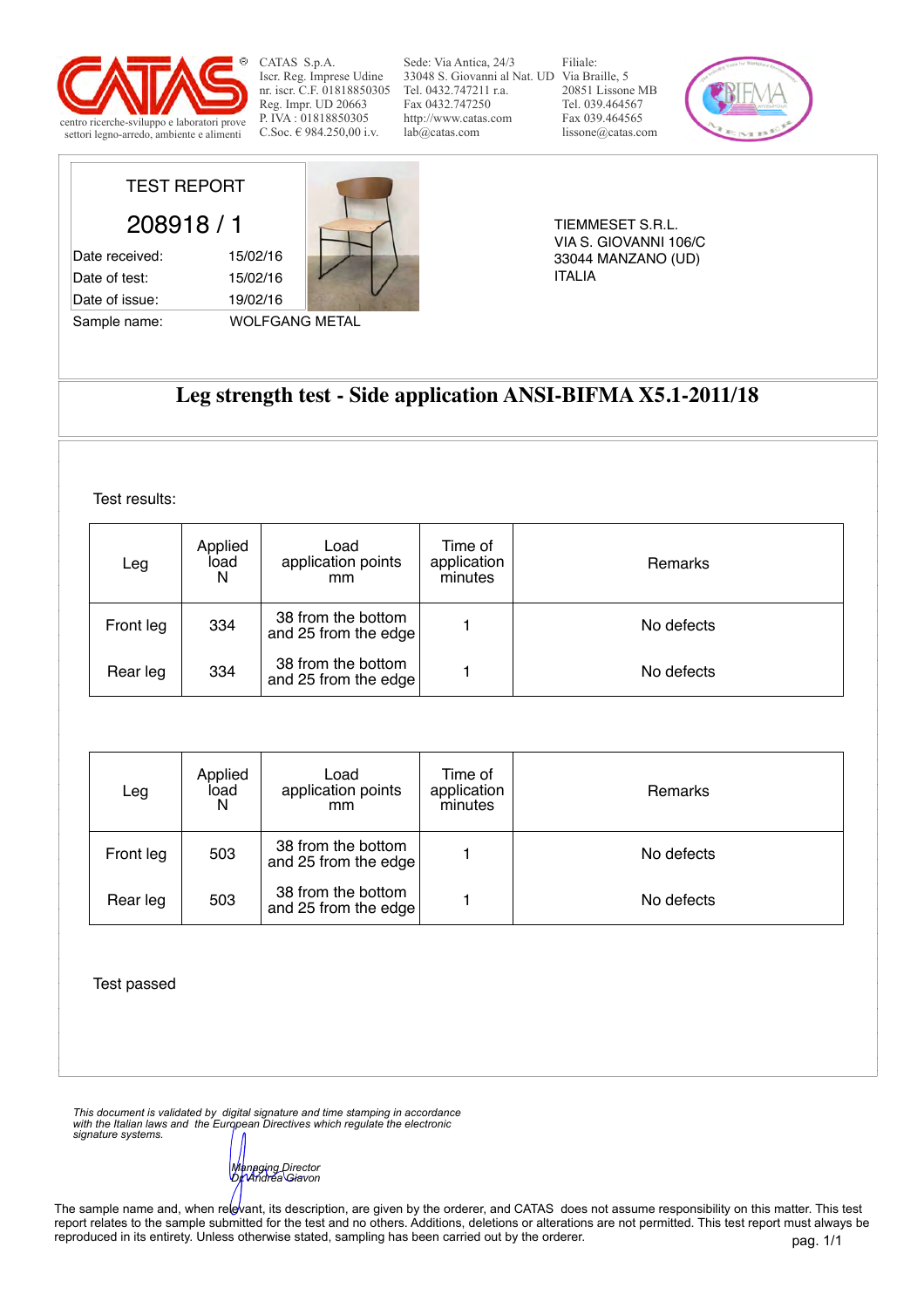CATAS S.p.A.
Iscr. Reg. Imprese Udine
nr. iscr. C.F. 01818850305
Reg. Impr. UD 20663
P. IVA : 01818850305
C.Soc. € 984.250,00 i.v.

Sede: Via Antica, 24/3
33048 S. Giovanni al Nat. UD
Tel. 0432.747211 r.a.
Fax 0432.747250
http://www.catas.com
lab@catas.com

Filiale:
Via Braille, 5
20851 Lissone MB
Tel. 039.464567
Fax 039.464565
lissone@catas.com

centro ricerche-sviluppo e laboratori prove
settori legno-arredo, ambiente e alimenti

# TEST REPORT

## 208918 / 1

| | |
|---|---|
| Date received: | 15/02/16 |
| Date of test: | 15/02/16 |
| Date of issue: | 19/02/16 |
| Sample name: | WOLFGANG METAL |

TIEMMESET S.R.L.
VIA S. GIOVANNI 106/C
33044 MANZANO (UD)
ITALIA

# Leg strength test - Side application ANSI-BIFMA X5.1-2011/18

Test results:

| Leg | Applied load N | Load application points mm | Time of application minutes | Remarks |
|---|---|---|---|---|
| Front leg | 334 | 38 from the bottom and 25 from the edge | 1 | No defects |
| Rear leg | 334 | 38 from the bottom and 25 from the edge | 1 | No defects |

| Leg | Applied load N | Load application points mm | Time of application minutes | Remarks |
|---|---|---|---|---|
| Front leg | 503 | 38 from the bottom and 25 from the edge | 1 | No defects |
| Rear leg | 503 | 38 from the bottom and 25 from the edge | 1 | No defects |

Test passed

*This document is validated by digital signature and time stamping in accordance with the Italian laws and the European Directives which regulate the electronic signature systems.*

*Managing Director*
*Dr Andrea Giavon*

The sample name and, when relevant, its description, are given by the orderer, and CATAS does not assume responsibility on this matter. This test report relates to the sample submitted for the test and no others. Additions, deletions or alterations are not permitted. This test report must always be reproduced in its entirety. Unless otherwise stated, sampling has been carried out by the orderer.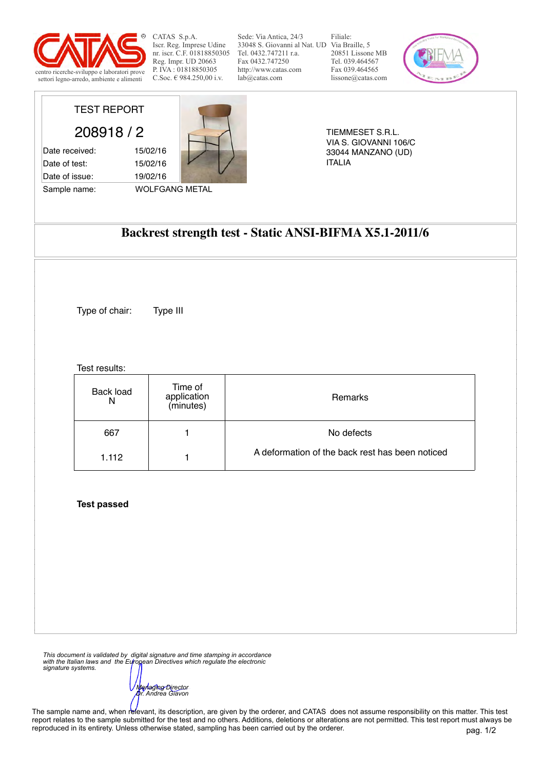CATAS S.p.A.
Iscr. Reg. Imprese Udine
nr. iscr. C.F. 01818850305
Reg. Impr. UD 20663
P. IVA : 01818850305
C.Soc. € 984.250,00 i.v.

Sede: Via Antica, 24/3
33048 S. Giovanni al Nat. UD
Tel. 0432.747211 r.a.
Fax 0432.747250
http://www.catas.com
lab@catas.com

Filiale:
Via Braille, 5
20851 Lissone MB
Tel. 039.464567
Fax 039.464565
lissone@catas.com

centro ricerche-sviluppo e laboratori prove settori legno-arredo, ambiente e alimenti

TEST REPORT

208918 / 2

| | |
|---|---|
| Date received: | 15/02/16 |
| Date of test: | 15/02/16 |
| Date of issue: | 19/02/16 |
| Sample name: | WOLFGANG METAL |

TIEMMESET S.R.L.
VIA S. GIOVANNI 106/C
33044 MANZANO (UD)
ITALIA

# Backrest strength test - Static ANSI-BIFMA X5.1-2011/6

Type of chair: Type III

Test results:

| Back load N | Time of application (minutes) | Remarks |
|---|---|---|
| 667 | 1 | No defects |
| 1.112 | 1 | A deformation of the back rest has been noticed |

**Test passed**

*This document is validated by digital signature and time stamping in accordance with the Italian laws and the European Directives which regulate the electronic signature systems.*

*Managing Director*
*Dr. Andrea Giavon*

The sample name and, when relevant, its description, are given by the orderer, and CATAS does not assume responsibility on this matter. This test report relates to the sample submitted for the test and no others. Additions, deletions or alterations are not permitted. This test report must always be reproduced in its entirety. Unless otherwise stated, sampling has been carried out by the orderer.